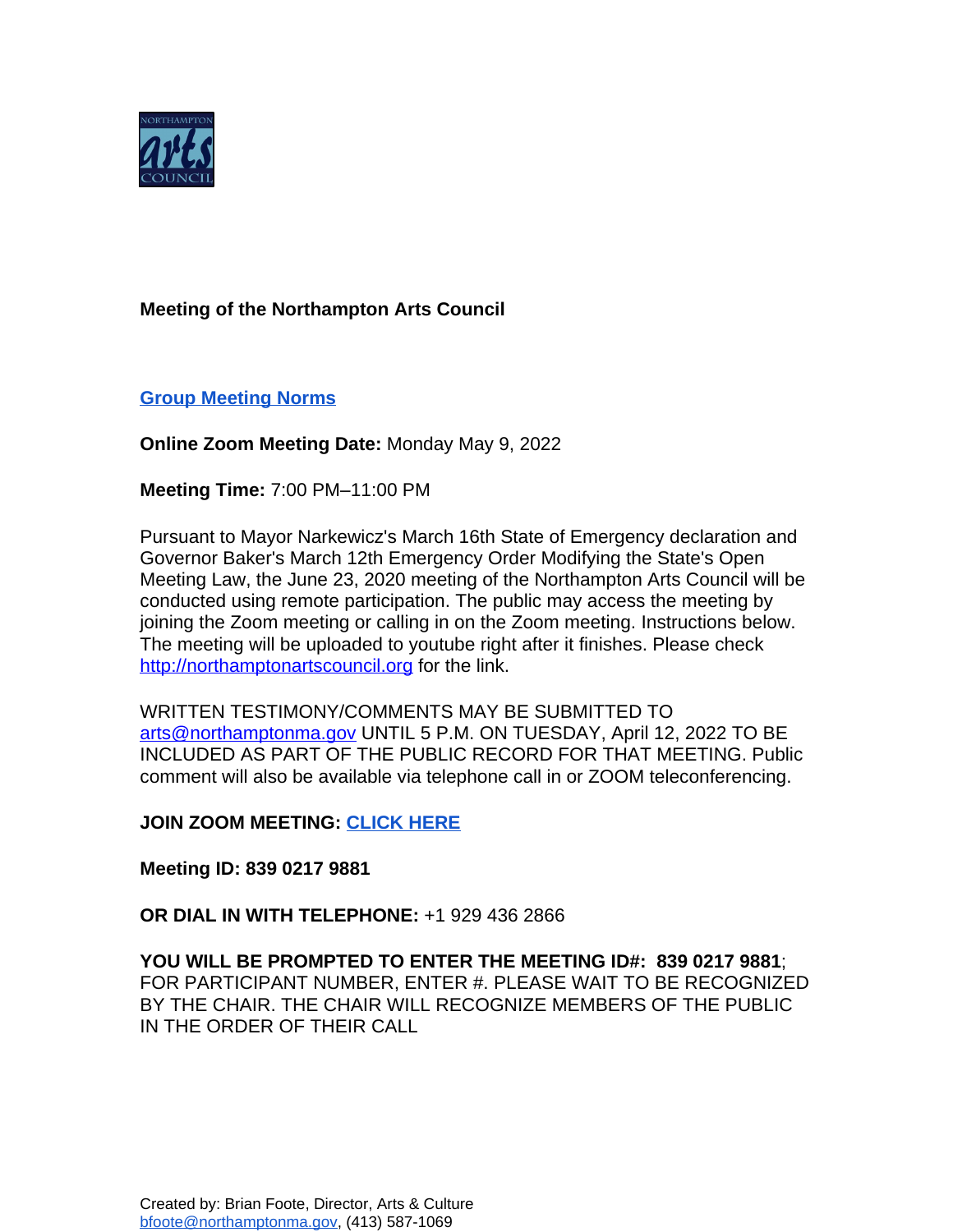**Meeting of the Northampton Arts Council**

**[Group Meeting Norms](#)**

**Online Zoom Meeting Date:** Monday May 9, 2022

**Meeting Time:** 7:00 PM–11:00 PM

Pursuant to Mayor Narkewicz's March 16th State of Emergency declaration and Governor Baker's March 12th Emergency Order Modifying the State's Open Meeting Law, the June 23, 2020 meeting of the Northampton Arts Council will be conducted using remote participation. The public may access the meeting by joining the Zoom meeting or calling in on the Zoom meeting. Instructions below. The meeting will be uploaded to youtube right after it finishes. Please check http://northamptonartscouncil.org for the link.

WRITTEN TESTIMONY/COMMENTS MAY BE SUBMITTED TO arts@northamptonma.gov UNTIL 5 P.M. ON TUESDAY, April 12, 2022 TO BE INCLUDED AS PART OF THE PUBLIC RECORD FOR THAT MEETING. Public comment will also be available via telephone call in or ZOOM teleconferencing.

**JOIN ZOOM MEETING: [CLICK HERE](#)**

**Meeting ID: 839 0217 9881**

**OR DIAL IN WITH TELEPHONE:** +1 929 436 2866

**YOU WILL BE PROMPTED TO ENTER THE MEETING ID#: 839 0217 9881**; FOR PARTICIPANT NUMBER, ENTER #. PLEASE WAIT TO BE RECOGNIZED BY THE CHAIR. THE CHAIR WILL RECOGNIZE MEMBERS OF THE PUBLIC IN THE ORDER OF THEIR CALL

Created by: Brian Foote, Director, Arts & Culture
bfoote@northamptonma.gov, (413) 587-1069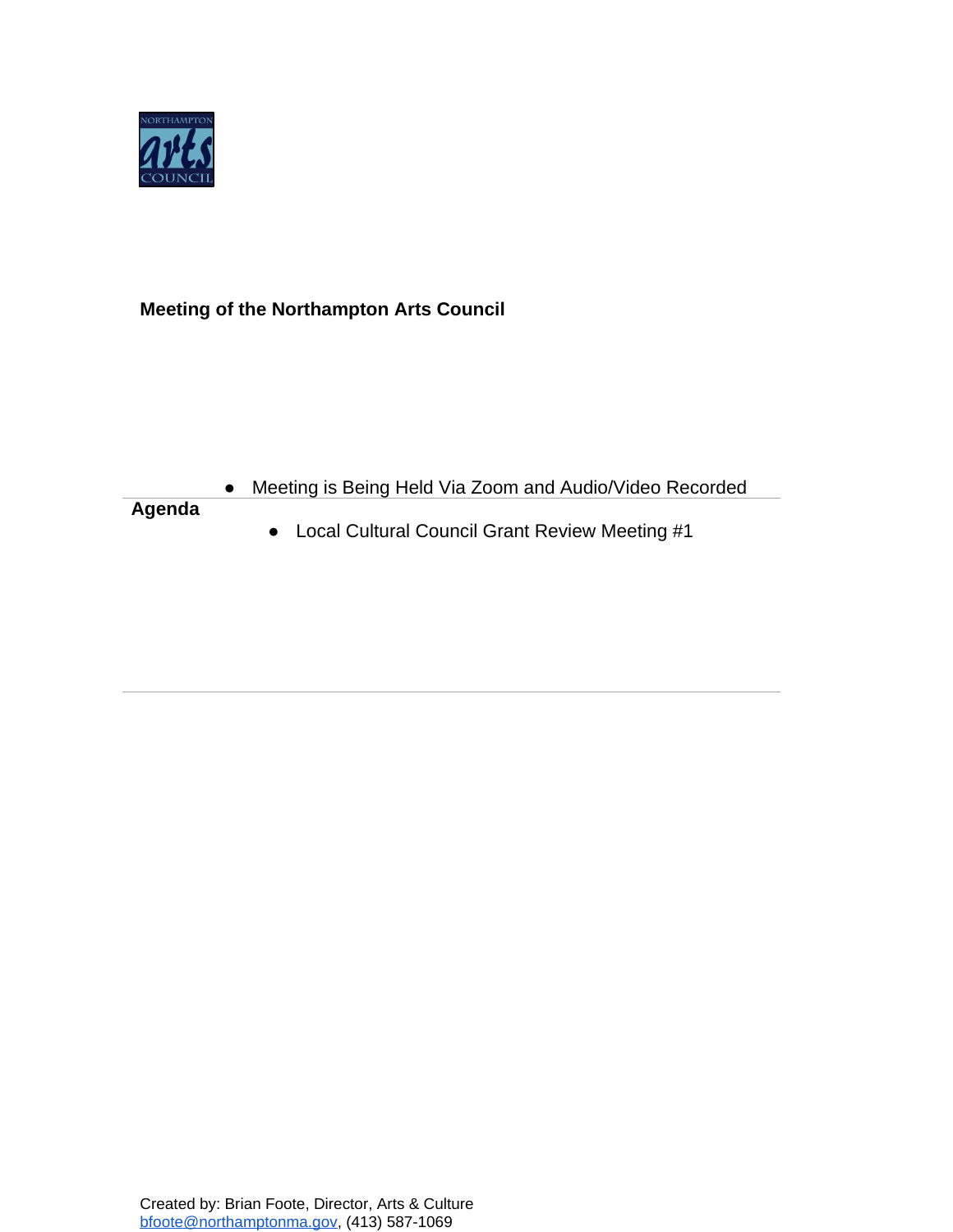**Meeting of the Northampton Arts Council**

- Meeting is Being Held Via Zoom and Audio/Video Recorded

**Agenda**

- Local Cultural Council Grant Review Meeting #1

Created by: Brian Foote, Director, Arts & Culture
bfoote@northamptonma.gov, (413) 587-1069